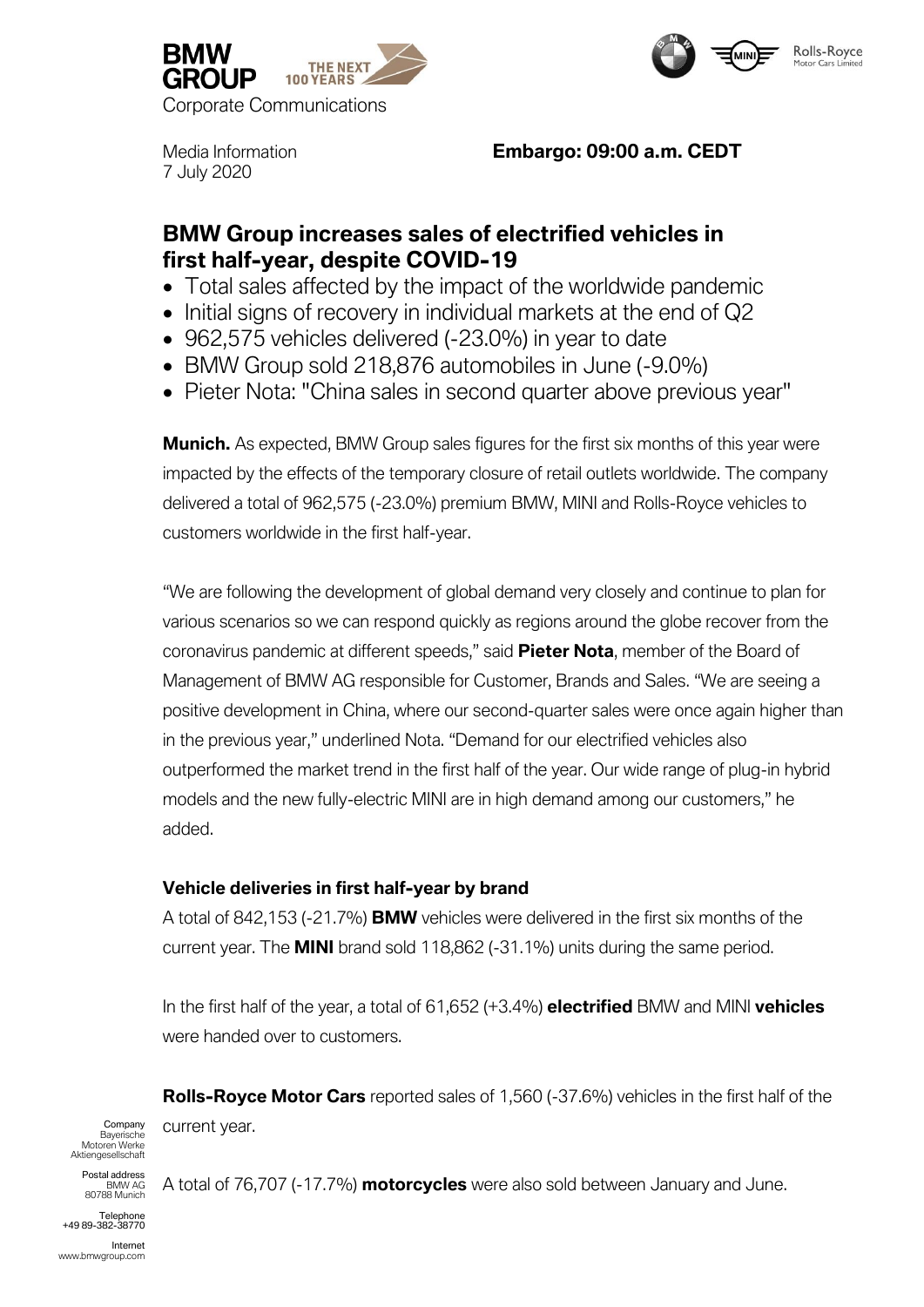BMW GROUP

Corporate Communications

Media Information
7 July 2020

**Embargo: 09:00 a.m. CEDT**

# BMW Group increases sales of electrified vehicles in first half-year, despite COVID-19

- Total sales affected by the impact of the worldwide pandemic
- Initial signs of recovery in individual markets at the end of Q2
- 962,575 vehicles delivered (-23.0%) in year to date
- BMW Group sold 218,876 automobiles in June (-9.0%)
- Pieter Nota: "China sales in second quarter above previous year"

**Munich.** As expected, BMW Group sales figures for the first six months of this year were impacted by the effects of the temporary closure of retail outlets worldwide. The company delivered a total of 962,575 (-23.0%) premium BMW, MINI and Rolls-Royce vehicles to customers worldwide in the first half-year.

"We are following the development of global demand very closely and continue to plan for various scenarios so we can respond quickly as regions around the globe recover from the coronavirus pandemic at different speeds," said **Pieter Nota**, member of the Board of Management of BMW AG responsible for Customer, Brands and Sales. "We are seeing a positive development in China, where our second-quarter sales were once again higher than in the previous year," underlined Nota. "Demand for our electrified vehicles also outperformed the market trend in the first half of the year. Our wide range of plug-in hybrid models and the new fully-electric MINI are in high demand among our customers," he added.

### Vehicle deliveries in first half-year by brand

A total of 842,153 (-21.7%) **BMW** vehicles were delivered in the first six months of the current year. The **MINI** brand sold 118,862 (-31.1%) units during the same period.

In the first half of the year, a total of 61,652 (+3.4%) **electrified** BMW and MINI **vehicles** were handed over to customers.

**Rolls-Royce Motor Cars** reported sales of 1,560 (-37.6%) vehicles in the first half of the current year.

A total of 76,707 (-17.7%) **motorcycles** were also sold between January and June.

Company
Bayerische
Motoren Werke
Aktiengesellschaft

Postal address
BMW AG
80788 Munich

Telephone
+49 89-382-38770

Internet
www.bmwgroup.com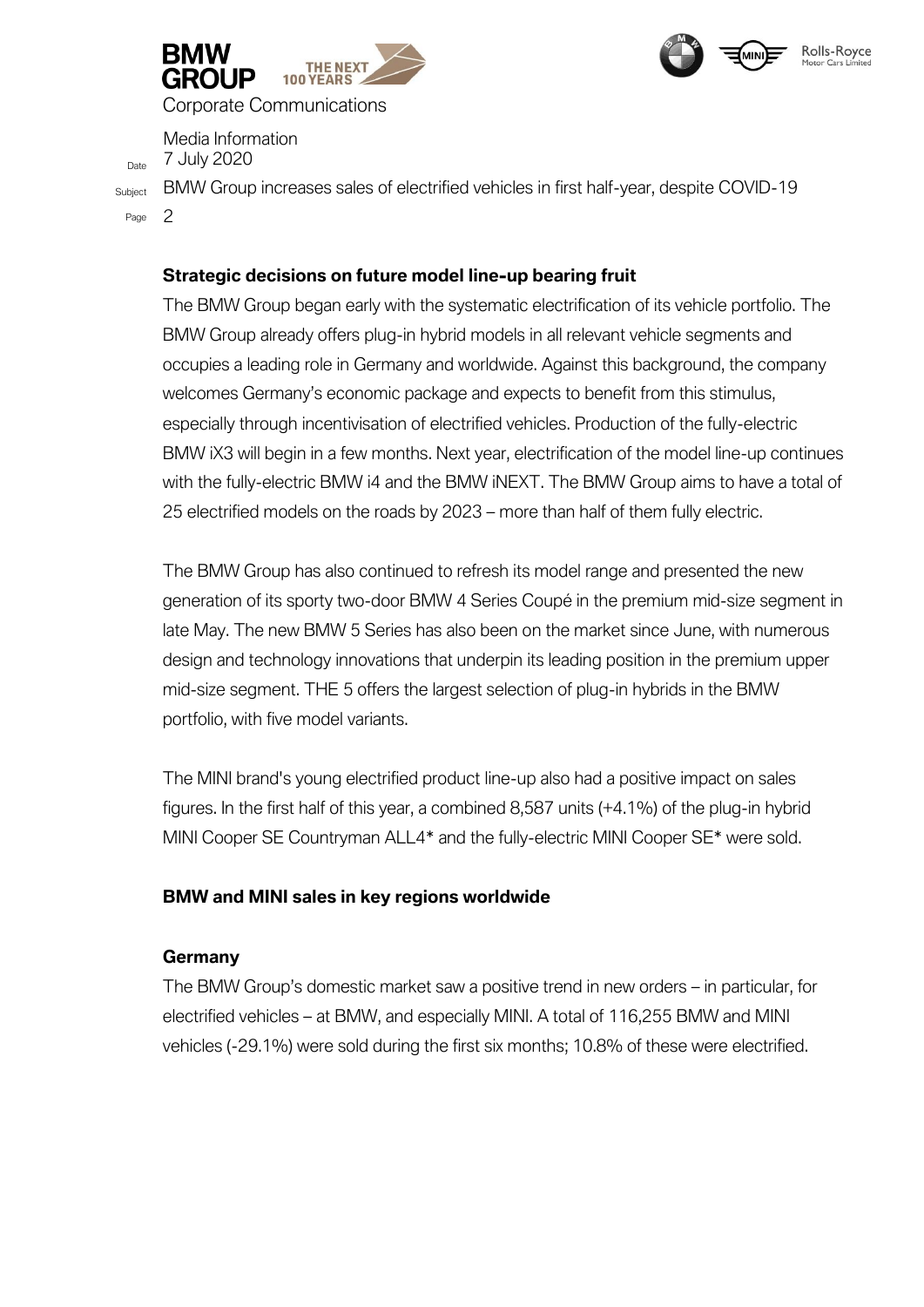### Strategic decisions on future model line-up bearing fruit

The BMW Group began early with the systematic electrification of its vehicle portfolio. The BMW Group already offers plug-in hybrid models in all relevant vehicle segments and occupies a leading role in Germany and worldwide. Against this background, the company welcomes Germany's economic package and expects to benefit from this stimulus, especially through incentivisation of electrified vehicles. Production of the fully-electric BMW iX3 will begin in a few months. Next year, electrification of the model line-up continues with the fully-electric BMW i4 and the BMW iNEXT. The BMW Group aims to have a total of 25 electrified models on the roads by 2023 – more than half of them fully electric.

The BMW Group has also continued to refresh its model range and presented the new generation of its sporty two-door BMW 4 Series Coupé in the premium mid-size segment in late May. The new BMW 5 Series has also been on the market since June, with numerous design and technology innovations that underpin its leading position in the premium upper mid-size segment. THE 5 offers the largest selection of plug-in hybrids in the BMW portfolio, with five model variants.

The MINI brand's young electrified product line-up also had a positive impact on sales figures. In the first half of this year, a combined 8,587 units (+4.1%) of the plug-in hybrid MINI Cooper SE Countryman ALL4* and the fully-electric MINI Cooper SE* were sold.

### BMW and MINI sales in key regions worldwide

#### Germany

The BMW Group's domestic market saw a positive trend in new orders – in particular, for electrified vehicles – at BMW, and especially MINI. A total of 116,255 BMW and MINI vehicles (-29.1%) were sold during the first six months; 10.8% of these were electrified.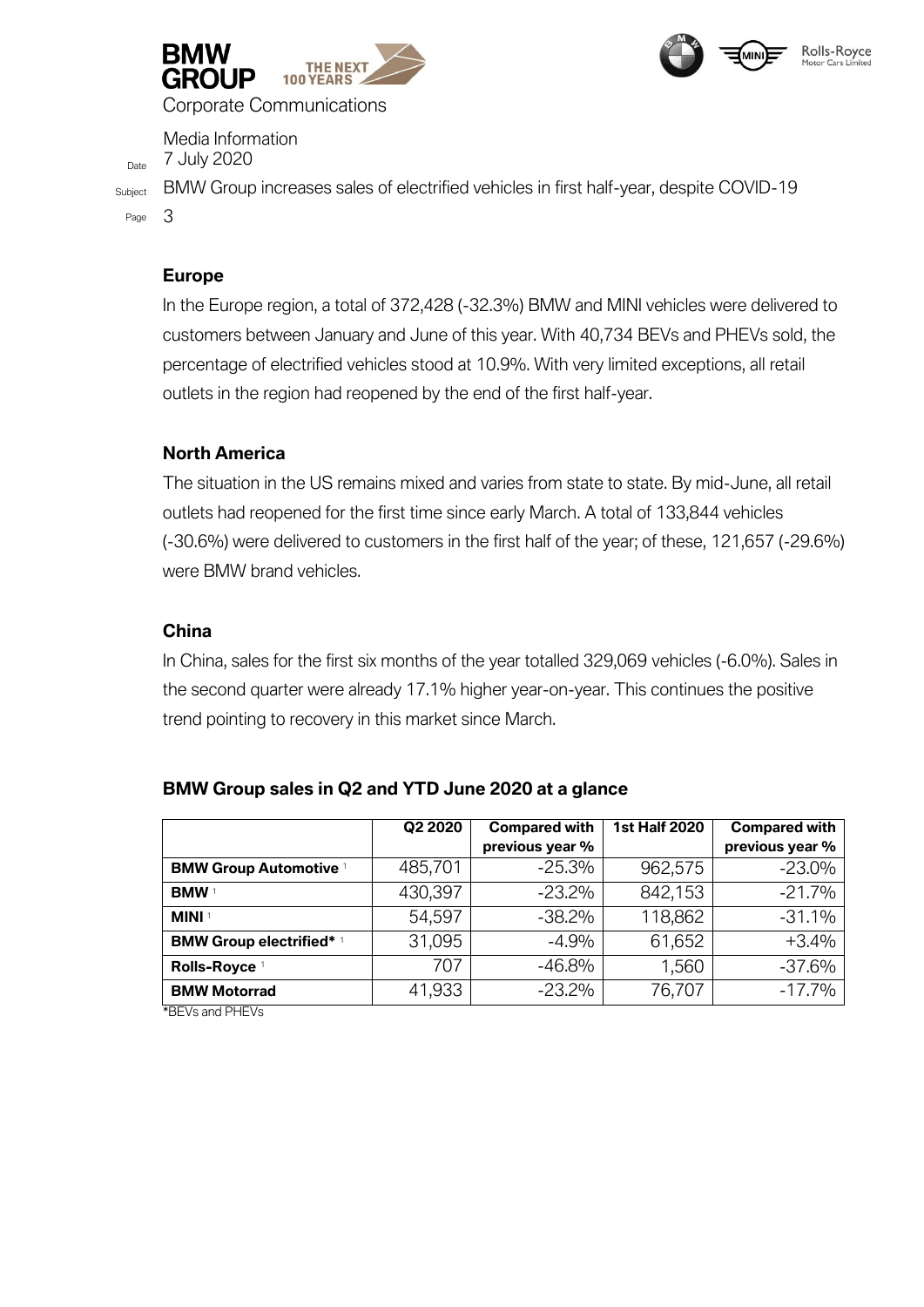## Europe

In the Europe region, a total of 372,428 (-32.3%) BMW and MINI vehicles were delivered to customers between January and June of this year. With 40,734 BEVs and PHEVs sold, the percentage of electrified vehicles stood at 10.9%. With very limited exceptions, all retail outlets in the region had reopened by the end of the first half-year.

## North America

The situation in the US remains mixed and varies from state to state. By mid-June, all retail outlets had reopened for the first time since early March. A total of 133,844 vehicles (-30.6%) were delivered to customers in the first half of the year; of these, 121,657 (-29.6%) were BMW brand vehicles.

## China

In China, sales for the first six months of the year totalled 329,069 vehicles (-6.0%). Sales in the second quarter were already 17.1% higher year-on-year. This continues the positive trend pointing to recovery in this market since March.

## BMW Group sales in Q2 and YTD June 2020 at a glance

| | Q2 2020 | Compared with previous year % | 1st Half 2020 | Compared with previous year % |
|---|---|---|---|---|
| **BMW Group Automotive** [1] | 485,701 | -25.3% | 962,575 | -23.0% |
| **BMW** [1] | 430,397 | -23.2% | 842,153 | -21.7% |
| **MINI** [1] | 54,597 | -38.2% | 118,862 | -31.1% |
| **BMW Group electrified*** [1] | 31,095 | -4.9% | 61,652 | +3.4% |
| **Rolls-Royce** [1] | 707 | -46.8% | 1,560 | -37.6% |
| **BMW Motorrad** | 41,933 | -23.2% | 76,707 | -17.7% |

*BEVs and PHEVs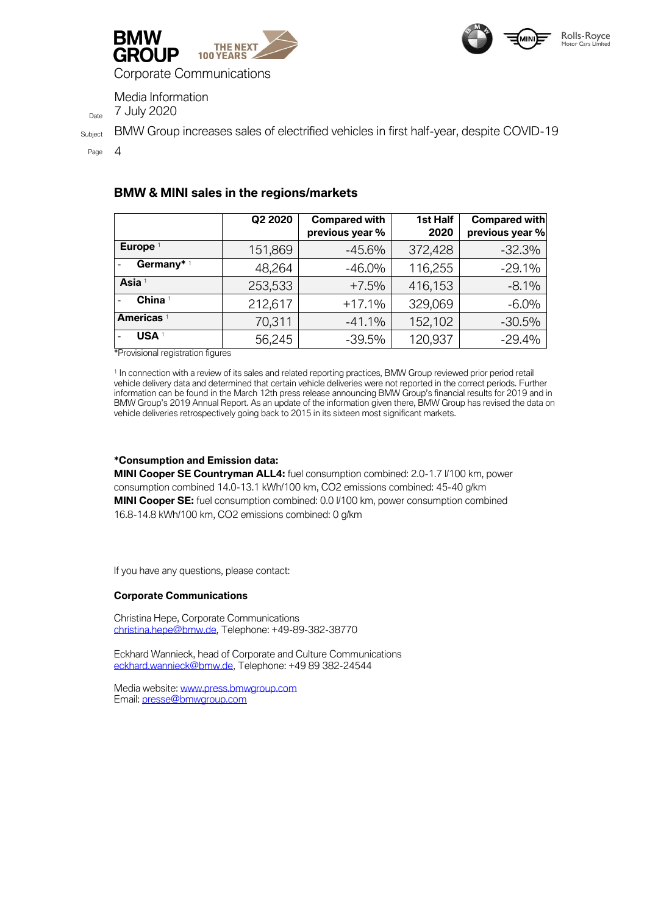## BMW & MINI sales in the regions/markets

| | Q2 2020 | Compared with previous year % | 1st Half 2020 | Compared with previous year % |
|---|---|---|---|---|
| **Europe** [1] | 151,869 | -45.6% | 372,428 | -32.3% |
| - **Germany*** [1] | 48,264 | -46.0% | 116,255 | -29.1% |
| **Asia** [1] | 253,533 | +7.5% | 416,153 | -8.1% |
| - **China** [1] | 212,617 | +17.1% | 329,069 | -6.0% |
| **Americas** [1] | 70,311 | -41.1% | 152,102 | -30.5% |
| - **USA** [1] | 56,245 | -39.5% | 120,937 | -29.4% |

*Provisional registration figures

[1] In connection with a review of its sales and related reporting practices, BMW Group reviewed prior period retail vehicle delivery data and determined that certain vehicle deliveries were not reported in the correct periods. Further information can be found in the March 12th press release announcing BMW Group's financial results for 2019 and in BMW Group's 2019 Annual Report. As an update of the information given there, BMW Group has revised the data on vehicle deliveries retrospectively going back to 2015 in its sixteen most significant markets.

**\*Consumption and Emission data:**
**MINI Cooper SE Countryman ALL4:** fuel consumption combined: 2.0-1.7 l/100 km, power consumption combined 14.0-13.1 kWh/100 km, $CO_2$ emissions combined: 45-40 g/km
**MINI Cooper SE:** fuel consumption combined: 0.0 l/100 km, power consumption combined 16.8-14.8 kWh/100 km, $CO_2$ emissions combined: 0 g/km

If you have any questions, please contact:

**Corporate Communications**

Christina Hepe, Corporate Communications
christina.hepe@bmw.de, Telephone: +49-89-382-38770

Eckhard Wannieck, head of Corporate and Culture Communications
eckhard.wannieck@bmw.de, Telephone: +49 89 382-24544

Media website: www.press.bmwgroup.com
Email: presse@bmwgroup.com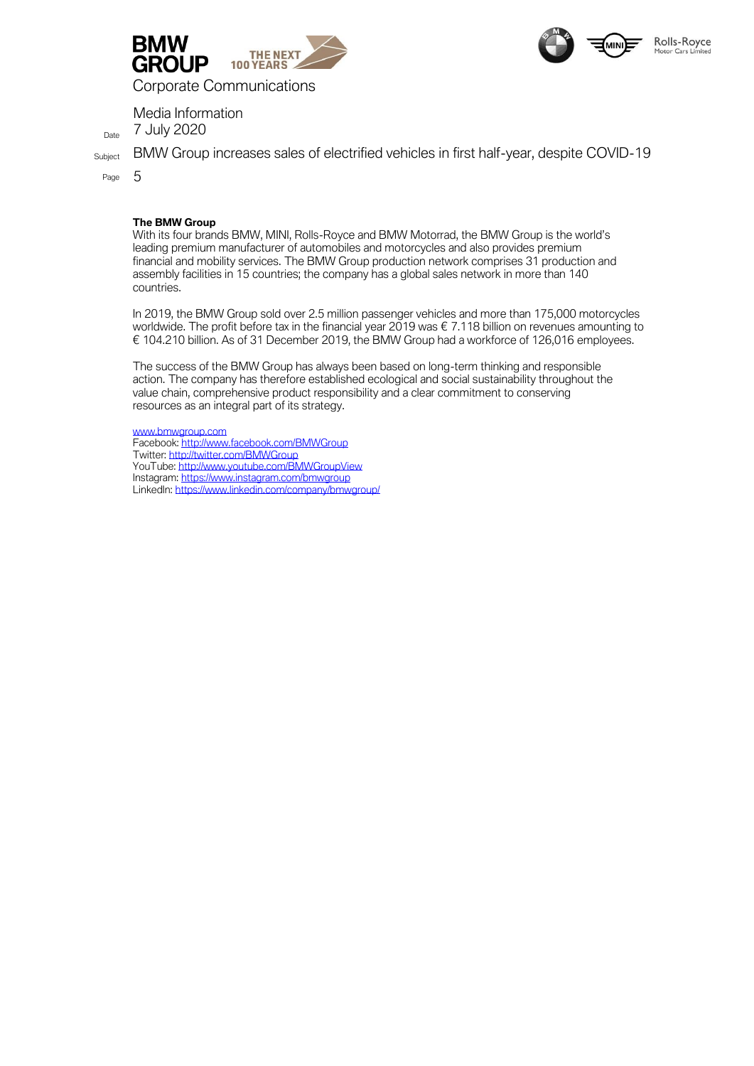**The BMW Group**
With its four brands BMW, MINI, Rolls-Royce and BMW Motorrad, the BMW Group is the world's leading premium manufacturer of automobiles and motorcycles and also provides premium financial and mobility services. The BMW Group production network comprises 31 production and assembly facilities in 15 countries; the company has a global sales network in more than 140 countries.

In 2019, the BMW Group sold over 2.5 million passenger vehicles and more than 175,000 motorcycles worldwide. The profit before tax in the financial year 2019 was € 7.118 billion on revenues amounting to € 104.210 billion. As of 31 December 2019, the BMW Group had a workforce of 126,016 employees.

The success of the BMW Group has always been based on long-term thinking and responsible action. The company has therefore established ecological and social sustainability throughout the value chain, comprehensive product responsibility and a clear commitment to conserving resources as an integral part of its strategy.

www.bmwgroup.com
Facebook: http://www.facebook.com/BMWGroup
Twitter: http://twitter.com/BMWGroup
YouTube: http://www.youtube.com/BMWGroupView
Instagram: https://www.instagram.com/bmwgroup
LinkedIn: https://www.linkedin.com/company/bmwgroup/